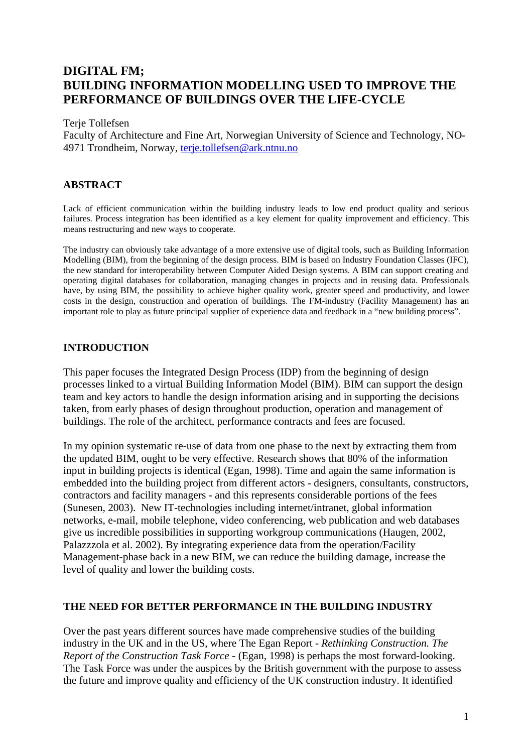# DIGITAL FM; BUILDING INFORMATION MODELLING USED TO IMPROVE THE PERFORMANCE OF BUILDINGS OVER THE LIFE-CYCLE

Terje Tollefsen

Faculty of Architecture and Fine Art, Norwegian University of Science and Technology, NO-4971 Trondheim, Norway, terje.tollefsen@ark.ntnu.no

## ABSTRACT

Lack of efficient communication within the building industry leads to low end product quality and serious failures. Process integration has been identified as a key element for quality improvement and efficiency. This means restructuring and new ways to cooperate.

The industry can obviously take advantage of a more extensive use of digital tools, such as Building Information Modelling (BIM), from the beginning of the design process. BIM is based on Industry Foundation Classes (IFC), the new standard for interoperability between Computer Aided Design systems. A BIM can support creating and operating digital databases for collaboration, managing changes in projects and in reusing data. Professionals have, by using BIM, the possibility to achieve higher quality work, greater speed and productivity, and lower costs in the design, construction and operation of buildings. The FM-industry (Facility Management) has an important role to play as future principal supplier of experience data and feedback in a "new building process".

## INTRODUCTION

This paper focuses the Integrated Design Process (IDP) from the beginning of design processes linked to a virtual Building Information Model (BIM). BIM can support the design team and key actors to handle the design information arising and in supporting the decisions taken, from early phases of design throughout production, operation and management of buildings. The role of the architect, performance contracts and fees are focused.

In my opinion systematic re-use of data from one phase to the next by extracting them from the updated BIM, ought to be very effective. Research shows that 80% of the information input in building projects is identical (Egan, 1998). Time and again the same information is embedded into the building project from different actors - designers, consultants, constructors, contractors and facility managers - and this represents considerable portions of the fees (Sunesen, 2003). New IT-technologies including internet/intranet, global information networks, e-mail, mobile telephone, video conferencing, web publication and web databases give us incredible possibilities in supporting workgroup communications (Haugen, 2002, Palazzzola et al. 2002). By integrating experience data from the operation/Facility Management-phase back in a new BIM, we can reduce the building damage, increase the level of quality and lower the building costs.

## THE NEED FOR BETTER PERFORMANCE IN THE BUILDING INDUSTRY

Over the past years different sources have made comprehensive studies of the building industry in the UK and in the US, where The Egan Report - *Rethinking Construction. The Report of the Construction Task Force* - (Egan, 1998) is perhaps the most forward-looking. The Task Force was under the auspices by the British government with the purpose to assess the future and improve quality and efficiency of the UK construction industry. It identified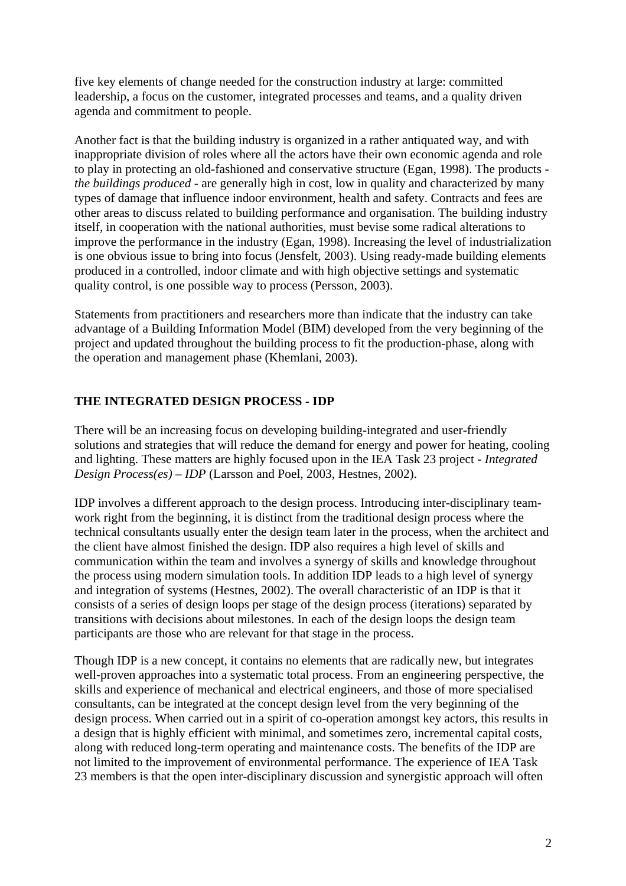five key elements of change needed for the construction industry at large: committed leadership, a focus on the customer, integrated processes and teams, and a quality driven agenda and commitment to people.

Another fact is that the building industry is organized in a rather antiquated way, and with inappropriate division of roles where all the actors have their own economic agenda and role to play in protecting an old-fashioned and conservative structure (Egan, 1998). The products - *the buildings produced* - are generally high in cost, low in quality and characterized by many types of damage that influence indoor environment, health and safety. Contracts and fees are other areas to discuss related to building performance and organisation. The building industry itself, in cooperation with the national authorities, must bevise some radical alterations to improve the performance in the industry (Egan, 1998). Increasing the level of industrialization is one obvious issue to bring into focus (Jensfelt, 2003). Using ready-made building elements produced in a controlled, indoor climate and with high objective settings and systematic quality control, is one possible way to process (Persson, 2003).

Statements from practitioners and researchers more than indicate that the industry can take advantage of a Building Information Model (BIM) developed from the very beginning of the project and updated throughout the building process to fit the production-phase, along with the operation and management phase (Khemlani, 2003).

## THE INTEGRATED DESIGN PROCESS - IDP

There will be an increasing focus on developing building-integrated and user-friendly solutions and strategies that will reduce the demand for energy and power for heating, cooling and lighting. These matters are highly focused upon in the IEA Task 23 project - *Integrated Design Process(es) – IDP* (Larsson and Poel, 2003, Hestnes, 2002).

IDP involves a different approach to the design process. Introducing inter-disciplinary team-work right from the beginning, it is distinct from the traditional design process where the technical consultants usually enter the design team later in the process, when the architect and the client have almost finished the design. IDP also requires a high level of skills and communication within the team and involves a synergy of skills and knowledge throughout the process using modern simulation tools. In addition IDP leads to a high level of synergy and integration of systems (Hestnes, 2002). The overall characteristic of an IDP is that it consists of a series of design loops per stage of the design process (iterations) separated by transitions with decisions about milestones. In each of the design loops the design team participants are those who are relevant for that stage in the process.

Though IDP is a new concept, it contains no elements that are radically new, but integrates well-proven approaches into a systematic total process. From an engineering perspective, the skills and experience of mechanical and electrical engineers, and those of more specialised consultants, can be integrated at the concept design level from the very beginning of the design process. When carried out in a spirit of co-operation amongst key actors, this results in a design that is highly efficient with minimal, and sometimes zero, incremental capital costs, along with reduced long-term operating and maintenance costs. The benefits of the IDP are not limited to the improvement of environmental performance. The experience of IEA Task 23 members is that the open inter-disciplinary discussion and synergistic approach will often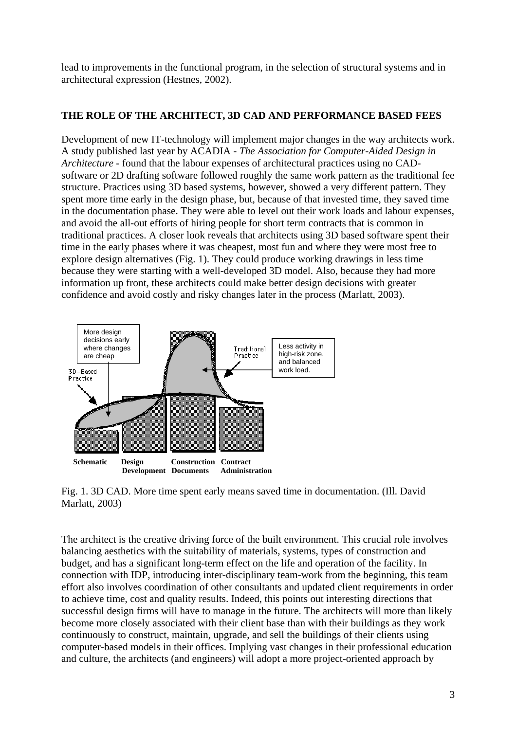lead to improvements in the functional program, in the selection of structural systems and in architectural expression (Hestnes, 2002).

## THE ROLE OF THE ARCHITECT, 3D CAD AND PERFORMANCE BASED FEES

Development of new IT-technology will implement major changes in the way architects work. A study published last year by ACADIA - *The Association for Computer-Aided Design in Architecture* - found that the labour expenses of architectural practices using no CAD-software or 2D drafting software followed roughly the same work pattern as the traditional fee structure. Practices using 3D based systems, however, showed a very different pattern. They spent more time early in the design phase, but, because of that invested time, they saved time in the documentation phase. They were able to level out their work loads and labour expenses, and avoid the all-out efforts of hiring people for short term contracts that is common in traditional practices. A closer look reveals that architects using 3D based software spent their time in the early phases where it was cheapest, most fun and where they were most free to explore design alternatives (Fig. 1). They could produce working drawings in less time because they were starting with a well-developed 3D model. Also, because they had more information up front, these architects could make better design decisions with greater confidence and avoid costly and risky changes later in the process (Marlatt, 2003).

More design decisions early where changes are cheap

3D-Based Practice

Traditional Practice

Less activity in high-risk zone, and balanced work load.

**Schematic** **Design Development** **Construction Documents** **Contract Administration**

Fig. 1. 3D CAD. More time spent early means saved time in documentation. (Ill. David Marlatt, 2003)

The architect is the creative driving force of the built environment. This crucial role involves balancing aesthetics with the suitability of materials, systems, types of construction and budget, and has a significant long-term effect on the life and operation of the facility. In connection with IDP, introducing inter-disciplinary team-work from the beginning, this team effort also involves coordination of other consultants and updated client requirements in order to achieve time, cost and quality results. Indeed, this points out interesting directions that successful design firms will have to manage in the future. The architects will more than likely become more closely associated with their client base than with their buildings as they work continuously to construct, maintain, upgrade, and sell the buildings of their clients using computer-based models in their offices. Implying vast changes in their professional education and culture, the architects (and engineers) will adopt a more project-oriented approach by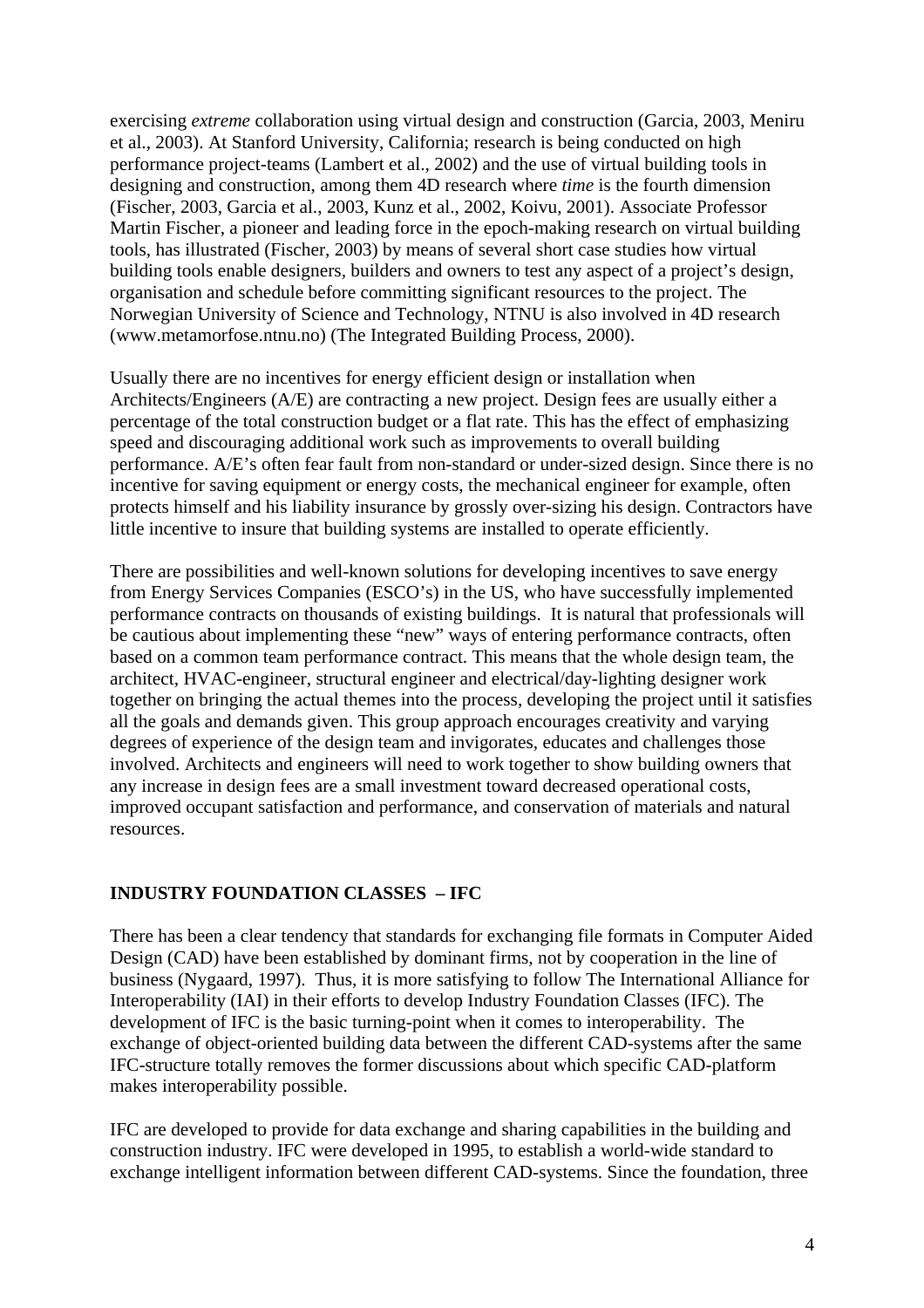exercising *extreme* collaboration using virtual design and construction (Garcia, 2003, Meniru et al., 2003). At Stanford University, California; research is being conducted on high performance project-teams (Lambert et al., 2002) and the use of virtual building tools in designing and construction, among them 4D research where *time* is the fourth dimension (Fischer, 2003, Garcia et al., 2003, Kunz et al., 2002, Koivu, 2001). Associate Professor Martin Fischer, a pioneer and leading force in the epoch-making research on virtual building tools, has illustrated (Fischer, 2003) by means of several short case studies how virtual building tools enable designers, builders and owners to test any aspect of a project's design, organisation and schedule before committing significant resources to the project. The Norwegian University of Science and Technology, NTNU is also involved in 4D research (www.metamorfose.ntnu.no) (The Integrated Building Process, 2000).

Usually there are no incentives for energy efficient design or installation when Architects/Engineers (A/E) are contracting a new project. Design fees are usually either a percentage of the total construction budget or a flat rate. This has the effect of emphasizing speed and discouraging additional work such as improvements to overall building performance. A/E's often fear fault from non-standard or under-sized design. Since there is no incentive for saving equipment or energy costs, the mechanical engineer for example, often protects himself and his liability insurance by grossly over-sizing his design. Contractors have little incentive to insure that building systems are installed to operate efficiently.

There are possibilities and well-known solutions for developing incentives to save energy from Energy Services Companies (ESCO's) in the US, who have successfully implemented performance contracts on thousands of existing buildings. It is natural that professionals will be cautious about implementing these "new" ways of entering performance contracts, often based on a common team performance contract. This means that the whole design team, the architect, HVAC-engineer, structural engineer and electrical/day-lighting designer work together on bringing the actual themes into the process, developing the project until it satisfies all the goals and demands given. This group approach encourages creativity and varying degrees of experience of the design team and invigorates, educates and challenges those involved. Architects and engineers will need to work together to show building owners that any increase in design fees are a small investment toward decreased operational costs, improved occupant satisfaction and performance, and conservation of materials and natural resources.

## INDUSTRY FOUNDATION CLASSES – IFC

There has been a clear tendency that standards for exchanging file formats in Computer Aided Design (CAD) have been established by dominant firms, not by cooperation in the line of business (Nygaard, 1997). Thus, it is more satisfying to follow The International Alliance for Interoperability (IAI) in their efforts to develop Industry Foundation Classes (IFC). The development of IFC is the basic turning-point when it comes to interoperability. The exchange of object-oriented building data between the different CAD-systems after the same IFC-structure totally removes the former discussions about which specific CAD-platform makes interoperability possible.

IFC are developed to provide for data exchange and sharing capabilities in the building and construction industry. IFC were developed in 1995, to establish a world-wide standard to exchange intelligent information between different CAD-systems. Since the foundation, three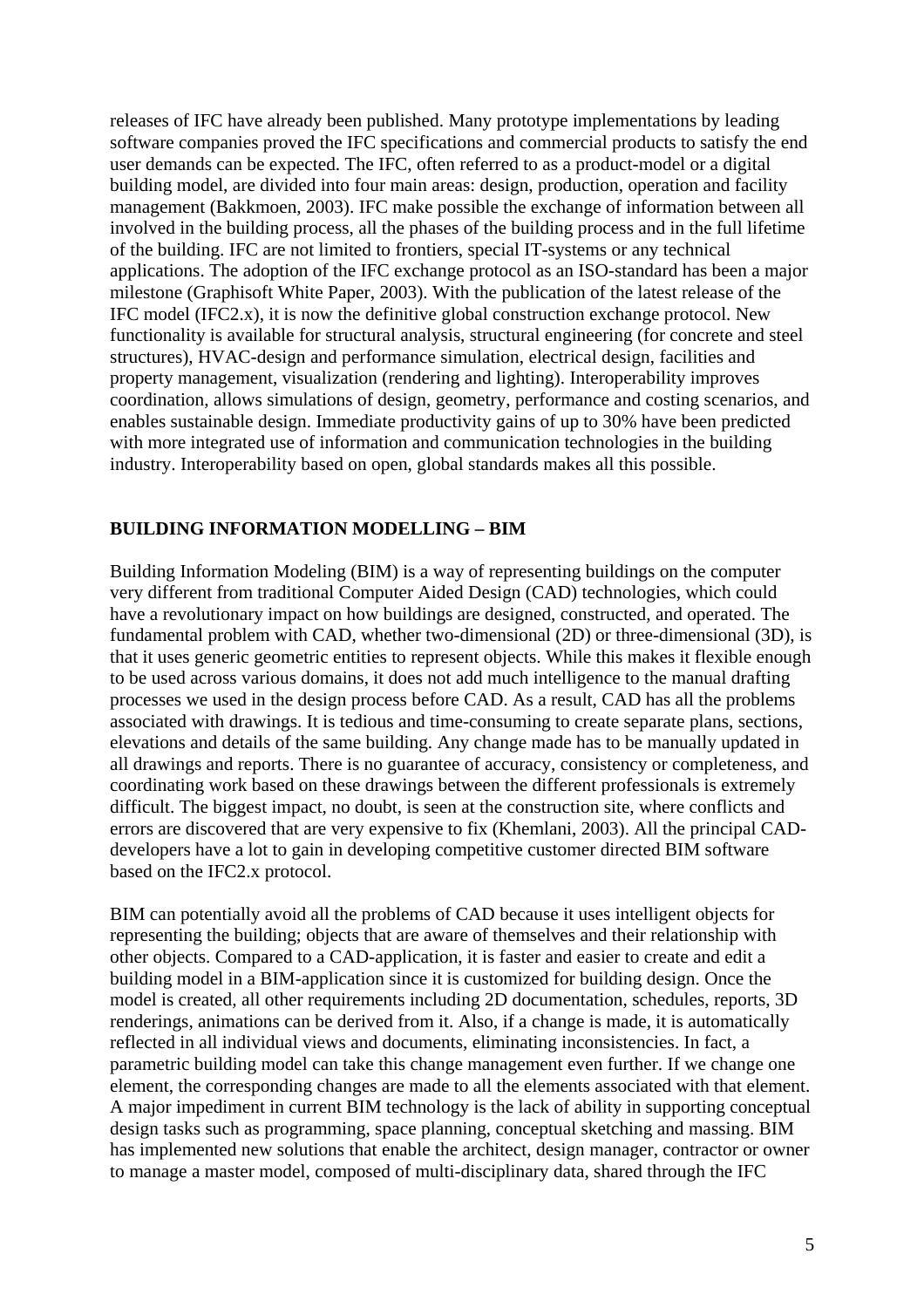releases of IFC have already been published. Many prototype implementations by leading software companies proved the IFC specifications and commercial products to satisfy the end user demands can be expected. The IFC, often referred to as a product-model or a digital building model, are divided into four main areas: design, production, operation and facility management (Bakkmoen, 2003). IFC make possible the exchange of information between all involved in the building process, all the phases of the building process and in the full lifetime of the building. IFC are not limited to frontiers, special IT-systems or any technical applications. The adoption of the IFC exchange protocol as an ISO-standard has been a major milestone (Graphisoft White Paper, 2003). With the publication of the latest release of the IFC model (IFC2.x), it is now the definitive global construction exchange protocol. New functionality is available for structural analysis, structural engineering (for concrete and steel structures), HVAC-design and performance simulation, electrical design, facilities and property management, visualization (rendering and lighting). Interoperability improves coordination, allows simulations of design, geometry, performance and costing scenarios, and enables sustainable design. Immediate productivity gains of up to 30% have been predicted with more integrated use of information and communication technologies in the building industry. Interoperability based on open, global standards makes all this possible.

## BUILDING INFORMATION MODELLING – BIM

Building Information Modeling (BIM) is a way of representing buildings on the computer very different from traditional Computer Aided Design (CAD) technologies, which could have a revolutionary impact on how buildings are designed, constructed, and operated. The fundamental problem with CAD, whether two-dimensional (2D) or three-dimensional (3D), is that it uses generic geometric entities to represent objects. While this makes it flexible enough to be used across various domains, it does not add much intelligence to the manual drafting processes we used in the design process before CAD. As a result, CAD has all the problems associated with drawings. It is tedious and time-consuming to create separate plans, sections, elevations and details of the same building. Any change made has to be manually updated in all drawings and reports. There is no guarantee of accuracy, consistency or completeness, and coordinating work based on these drawings between the different professionals is extremely difficult. The biggest impact, no doubt, is seen at the construction site, where conflicts and errors are discovered that are very expensive to fix (Khemlani, 2003). All the principal CAD-developers have a lot to gain in developing competitive customer directed BIM software based on the IFC2.x protocol.

BIM can potentially avoid all the problems of CAD because it uses intelligent objects for representing the building; objects that are aware of themselves and their relationship with other objects. Compared to a CAD-application, it is faster and easier to create and edit a building model in a BIM-application since it is customized for building design. Once the model is created, all other requirements including 2D documentation, schedules, reports, 3D renderings, animations can be derived from it. Also, if a change is made, it is automatically reflected in all individual views and documents, eliminating inconsistencies. In fact, a parametric building model can take this change management even further. If we change one element, the corresponding changes are made to all the elements associated with that element. A major impediment in current BIM technology is the lack of ability in supporting conceptual design tasks such as programming, space planning, conceptual sketching and massing. BIM has implemented new solutions that enable the architect, design manager, contractor or owner to manage a master model, composed of multi-disciplinary data, shared through the IFC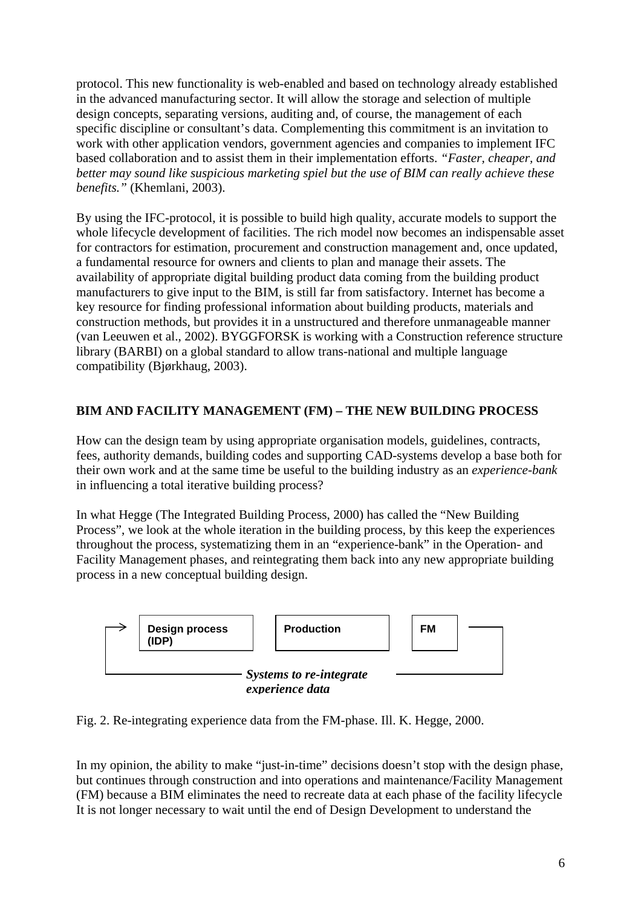protocol. This new functionality is web-enabled and based on technology already established in the advanced manufacturing sector. It will allow the storage and selection of multiple design concepts, separating versions, auditing and, of course, the management of each specific discipline or consultant's data. Complementing this commitment is an invitation to work with other application vendors, government agencies and companies to implement IFC based collaboration and to assist them in their implementation efforts. *"Faster, cheaper, and better may sound like suspicious marketing spiel but the use of BIM can really achieve these benefits."* (Khemlani, 2003).

By using the IFC-protocol, it is possible to build high quality, accurate models to support the whole lifecycle development of facilities. The rich model now becomes an indispensable asset for contractors for estimation, procurement and construction management and, once updated, a fundamental resource for owners and clients to plan and manage their assets. The availability of appropriate digital building product data coming from the building product manufacturers to give input to the BIM, is still far from satisfactory. Internet has become a key resource for finding professional information about building products, materials and construction methods, but provides it in a unstructured and therefore unmanageable manner (van Leeuwen et al., 2002). BYGGFORSK is working with a Construction reference structure library (BARBI) on a global standard to allow trans-national and multiple language compatibility (Bjørkhaug, 2003).

## BIM AND FACILITY MANAGEMENT (FM) – THE NEW BUILDING PROCESS

How can the design team by using appropriate organisation models, guidelines, contracts, fees, authority demands, building codes and supporting CAD-systems develop a base both for their own work and at the same time be useful to the building industry as an *experience-bank* in influencing a total iterative building process?

In what Hegge (The Integrated Building Process, 2000) has called the "New Building Process", we look at the whole iteration in the building process, by this keep the experiences throughout the process, systematizing them in an "experience-bank" in the Operation- and Facility Management phases, and reintegrating them back into any new appropriate building process in a new conceptual building design.

**Design process (IDP)** → **Production** → **FM**

***Systems to re-integrate experience data***

Fig. 2. Re-integrating experience data from the FM-phase. Ill. K. Hegge, 2000.

In my opinion, the ability to make "just-in-time" decisions doesn't stop with the design phase, but continues through construction and into operations and maintenance/Facility Management (FM) because a BIM eliminates the need to recreate data at each phase of the facility lifecycle It is not longer necessary to wait until the end of Design Development to understand the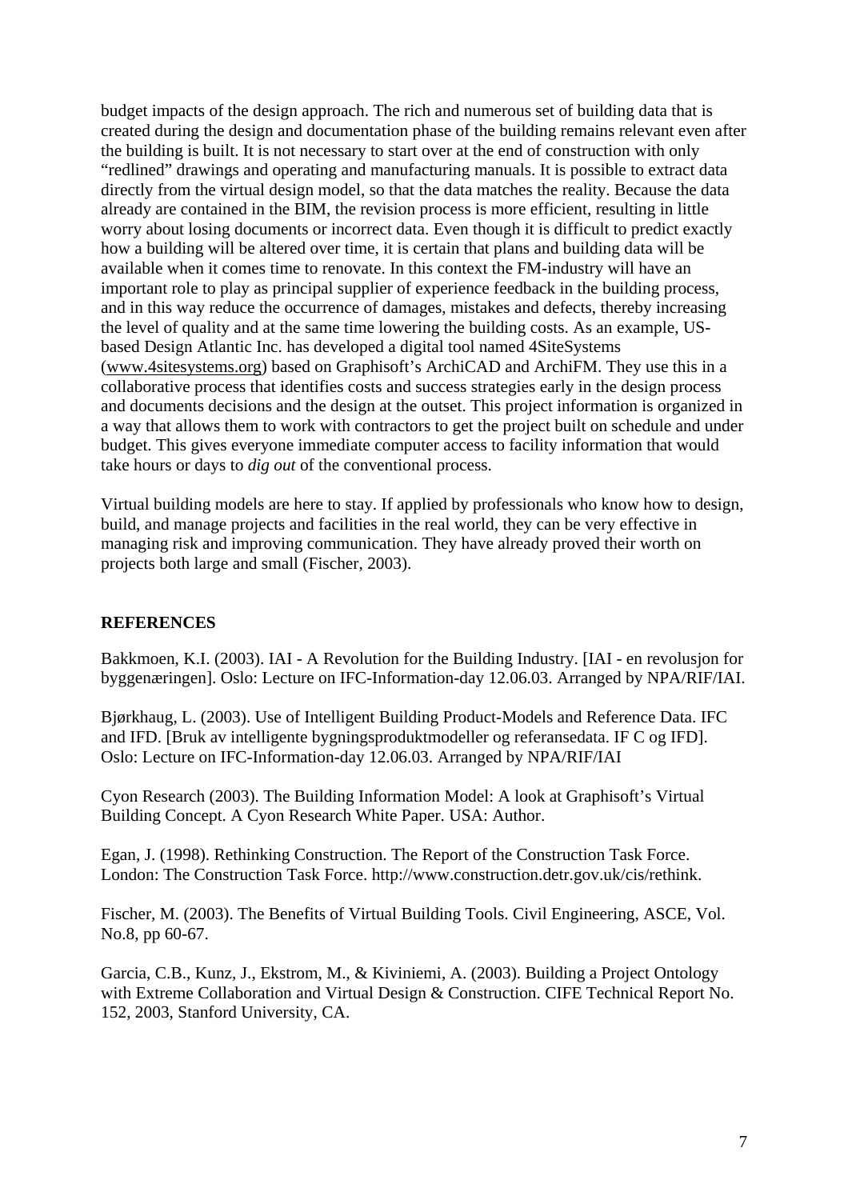budget impacts of the design approach. The rich and numerous set of building data that is created during the design and documentation phase of the building remains relevant even after the building is built. It is not necessary to start over at the end of construction with only "redlined" drawings and operating and manufacturing manuals. It is possible to extract data directly from the virtual design model, so that the data matches the reality. Because the data already are contained in the BIM, the revision process is more efficient, resulting in little worry about losing documents or incorrect data. Even though it is difficult to predict exactly how a building will be altered over time, it is certain that plans and building data will be available when it comes time to renovate. In this context the FM-industry will have an important role to play as principal supplier of experience feedback in the building process, and in this way reduce the occurrence of damages, mistakes and defects, thereby increasing the level of quality and at the same time lowering the building costs. As an example, US-based Design Atlantic Inc. has developed a digital tool named 4SiteSystems (www.4sitesystems.org) based on Graphisoft's ArchiCAD and ArchiFM. They use this in a collaborative process that identifies costs and success strategies early in the design process and documents decisions and the design at the outset. This project information is organized in a way that allows them to work with contractors to get the project built on schedule and under budget. This gives everyone immediate computer access to facility information that would take hours or days to *dig out* of the conventional process.

Virtual building models are here to stay. If applied by professionals who know how to design, build, and manage projects and facilities in the real world, they can be very effective in managing risk and improving communication. They have already proved their worth on projects both large and small (Fischer, 2003).

## REFERENCES

Bakkmoen, K.I. (2003). IAI - A Revolution for the Building Industry. [IAI - en revolusjon for byggenæringen]. Oslo: Lecture on IFC-Information-day 12.06.03. Arranged by NPA/RIF/IAI.

Bjørkhaug, L. (2003). Use of Intelligent Building Product-Models and Reference Data. IFC and IFD. [Bruk av intelligente bygningsproduktmodeller og referansedata. IF C og IFD]. Oslo: Lecture on IFC-Information-day 12.06.03. Arranged by NPA/RIF/IAI

Cyon Research (2003). The Building Information Model: A look at Graphisoft's Virtual Building Concept. A Cyon Research White Paper. USA: Author.

Egan, J. (1998). Rethinking Construction. The Report of the Construction Task Force. London: The Construction Task Force. http://www.construction.detr.gov.uk/cis/rethink.

Fischer, M. (2003). The Benefits of Virtual Building Tools. Civil Engineering, ASCE, Vol. No.8, pp 60-67.

Garcia, C.B., Kunz, J., Ekstrom, M., & Kiviniemi, A. (2003). Building a Project Ontology with Extreme Collaboration and Virtual Design & Construction. CIFE Technical Report No. 152, 2003, Stanford University, CA.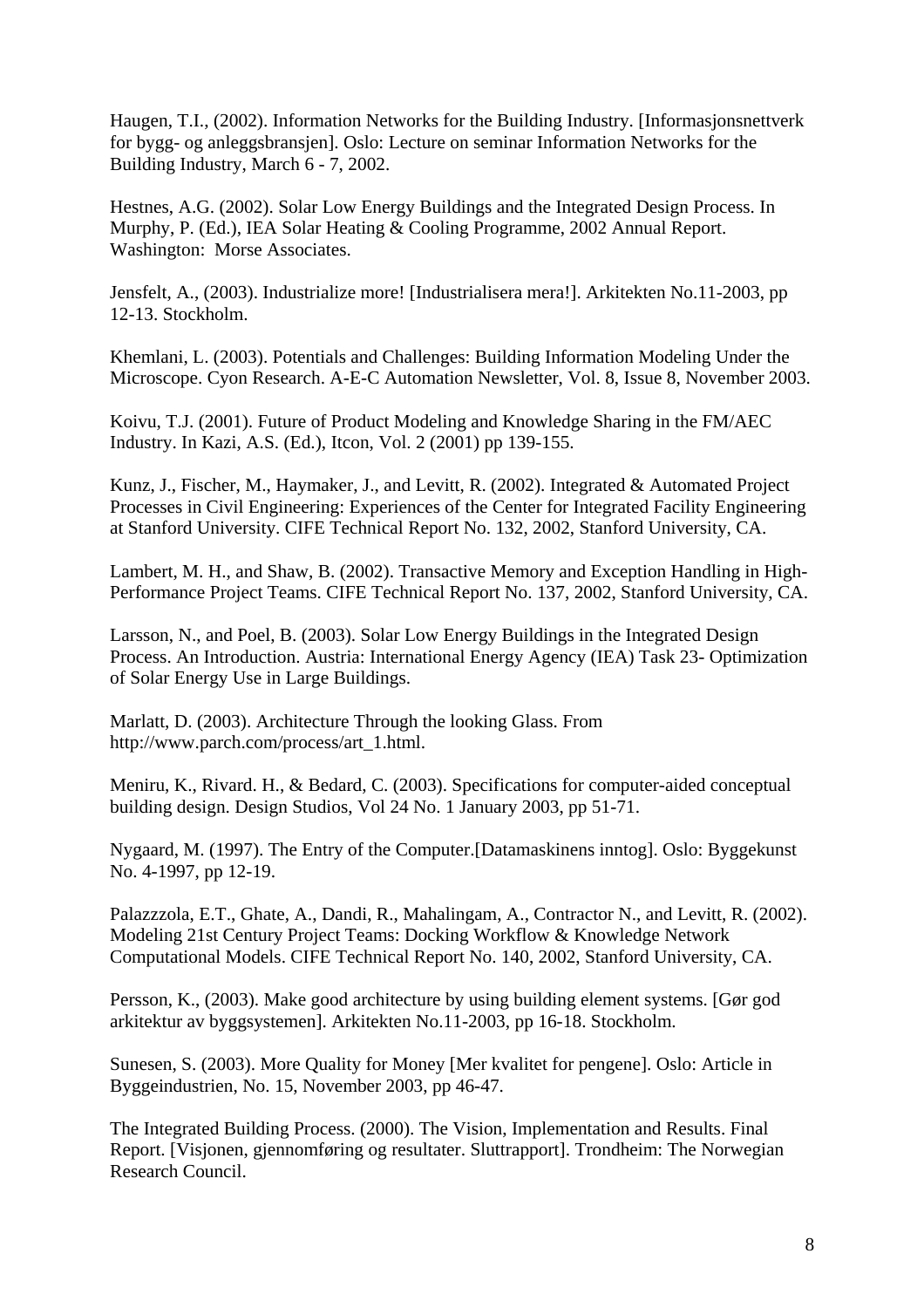Haugen, T.I., (2002). Information Networks for the Building Industry. [Informasjonsnettverk for bygg- og anleggsbransjen]. Oslo: Lecture on seminar Information Networks for the Building Industry, March 6 - 7, 2002.

Hestnes, A.G. (2002). Solar Low Energy Buildings and the Integrated Design Process. In Murphy, P. (Ed.), IEA Solar Heating & Cooling Programme, 2002 Annual Report. Washington: Morse Associates.

Jensfelt, A., (2003). Industrialize more! [Industrialisera mera!]. Arkitekten No.11-2003, pp 12-13. Stockholm.

Khemlani, L. (2003). Potentials and Challenges: Building Information Modeling Under the Microscope. Cyon Research. A-E-C Automation Newsletter, Vol. 8, Issue 8, November 2003.

Koivu, T.J. (2001). Future of Product Modeling and Knowledge Sharing in the FM/AEC Industry. In Kazi, A.S. (Ed.), Itcon, Vol. 2 (2001) pp 139-155.

Kunz, J., Fischer, M., Haymaker, J., and Levitt, R. (2002). Integrated & Automated Project Processes in Civil Engineering: Experiences of the Center for Integrated Facility Engineering at Stanford University. CIFE Technical Report No. 132, 2002, Stanford University, CA.

Lambert, M. H., and Shaw, B. (2002). Transactive Memory and Exception Handling in High-Performance Project Teams. CIFE Technical Report No. 137, 2002, Stanford University, CA.

Larsson, N., and Poel, B. (2003). Solar Low Energy Buildings in the Integrated Design Process. An Introduction. Austria: International Energy Agency (IEA) Task 23- Optimization of Solar Energy Use in Large Buildings.

Marlatt, D. (2003). Architecture Through the looking Glass. From http://www.parch.com/process/art_1.html.

Meniru, K., Rivard. H., & Bedard, C. (2003). Specifications for computer-aided conceptual building design. Design Studios, Vol 24 No. 1 January 2003, pp 51-71.

Nygaard, M. (1997). The Entry of the Computer.[Datamaskinens inntog]. Oslo: Byggekunst No. 4-1997, pp 12-19.

Palazzzola, E.T., Ghate, A., Dandi, R., Mahalingam, A., Contractor N., and Levitt, R. (2002). Modeling 21st Century Project Teams: Docking Workflow & Knowledge Network Computational Models. CIFE Technical Report No. 140, 2002, Stanford University, CA.

Persson, K., (2003). Make good architecture by using building element systems. [Gør god arkitektur av byggsystemen]. Arkitekten No.11-2003, pp 16-18. Stockholm.

Sunesen, S. (2003). More Quality for Money [Mer kvalitet for pengene]. Oslo: Article in Byggeindustrien, No. 15, November 2003, pp 46-47.

The Integrated Building Process. (2000). The Vision, Implementation and Results. Final Report. [Visjonen, gjennomføring og resultater. Sluttrapport]. Trondheim: The Norwegian Research Council.